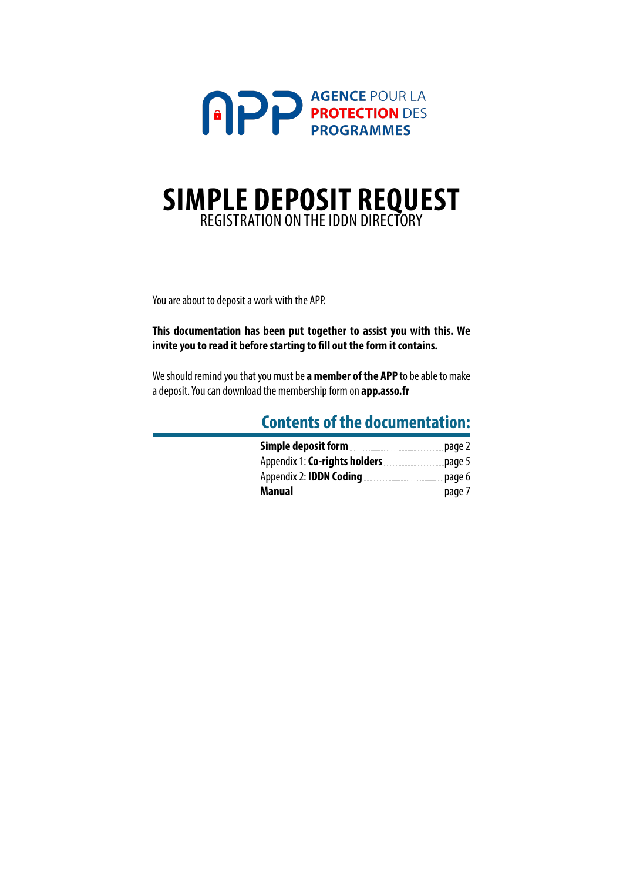AGENCE POUR LA **PROTECTION** DES **PROGRAMMES**

# SIMPLE DEPOSIT REQUEST

REGISTRATION ON THE IDDN DIRECTORY

You are about to deposit a work with the APP.

**This documentation has been put together to assist you with this. We invite you to read it before starting to fill out the form it contains.**

We should remind you that you must be **a member of the APP** to be able to make a deposit. You can download the membership form on **app.asso.fr**

## Contents of the documentation:

- **Simple deposit form** ........ page 2
- Appendix 1: **Co-rights holders** ........ page 5
- Appendix 2: **IDDN Coding** ........ page 6
- **Manual** ........ page 7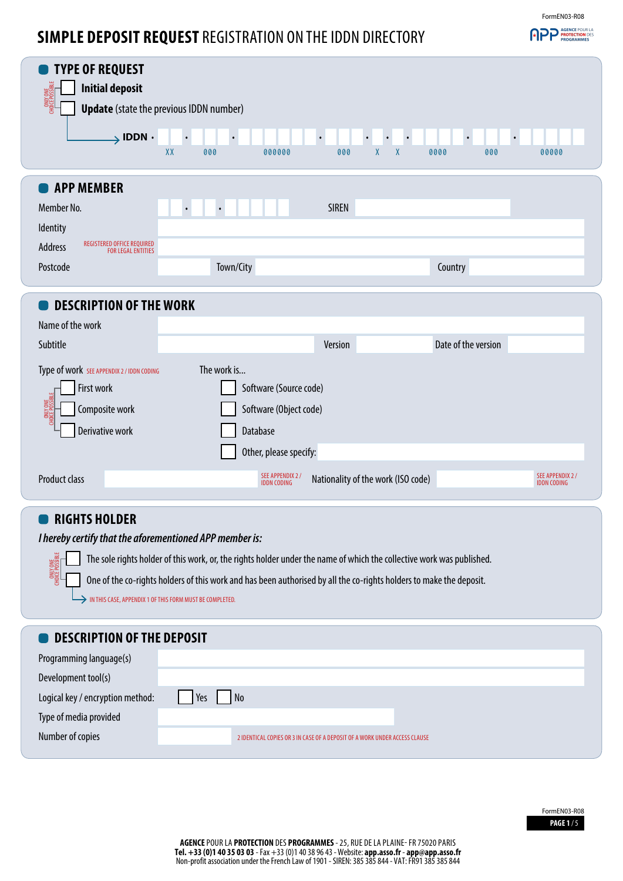# **SIMPLE DEPOSIT REQUEST** REGISTRATION ON THE IDDN DIRECTORY

## TYPE OF REQUEST

ONLY ONE CHOICE POSSIBLE

- ☐ **Initial deposit**
- ☐ **Update** (state the previous IDDN number)

→ **IDDN** . __ . ___ . ______ . ___ . _ . _ . ____ . ___ . _____

XX 000 000000 000 X X 0000 000 00000

## APP MEMBER

Member No. __ . __ . _____ SIREN

Identity

Address REGISTERED OFFICE REQUIRED FOR LEGAL ENTITIES

Postcode Town/City Country

## DESCRIPTION OF THE WORK

Name of the work

Subtitle Version Date of the version

Type of work SEE APPENDIX 2 / IDDN CODING

ONLY ONE CHOICE POSSIBLE

- ☐ First work
- ☐ Composite work
- ☐ Derivative work

The work is...

- ☐ Software (Source code)
- ☐ Software (Object code)
- ☐ Database
- ☐ Other, please specify:

Product class SEE APPENDIX 2 / IDDN CODING Nationality of the work (ISO code) SEE APPENDIX 2 / IDDN CODING

## RIGHTS HOLDER

*I hereby certify that the aforementioned APP member is:*

ONLY ONE CHOICE POSSIBLE

- ☐ The sole rights holder of this work, or, the rights holder under the name of which the collective work was published.
- ☐ One of the co-rights holders of this work and has been authorised by all the co-rights holders to make the deposit.

→ IN THIS CASE, APPENDIX 1 OF THIS FORM MUST BE COMPLETED.

## DESCRIPTION OF THE DEPOSIT

Programming language(s)

Development tool(s)

Logical key / encryption method: ☐ Yes ☐ No

Type of media provided

Number of copies 2 IDENTICAL COPIES OR 3 IN CASE OF A DEPOSIT OF A WORK UNDER ACCESS CLAUSE

**AGENCE** POUR LA **PROTECTION** DES **PROGRAMMES** - 25, RUE DE LA PLAINE- FR 75020 PARIS
**Tel. +33 (0)1 40 35 03 03** - Fax +33 (0)1 40 38 96 43 - Website: **app.asso.fr** - **app@app.asso.fr**
Non-profit association under the French Law of 1901 - SIREN: 385 385 844 - VAT: FR91 385 385 844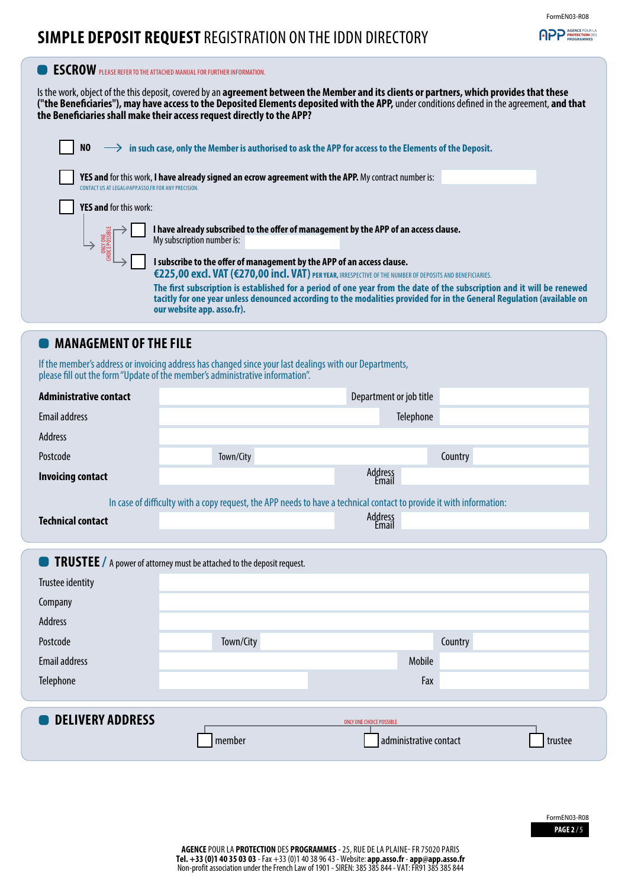# **SIMPLE DEPOSIT REQUEST** REGISTRATION ON THE IDDN DIRECTORY

## ESCROW

PLEASE REFER TO THE ATTACHED MANUAL FOR FURTHER INFORMATION.

Is the work, object of the this deposit, covered by an **agreement between the Member and its clients or partners, which provides that these ("the Beneficiaries"), may have access to the Deposited Elements deposited with the APP,** under conditions defined in the agreement, **and that the Beneficiaries shall make their access request directly to the APP?**

☐ **NO** ⟶ **in such case, only the Member is authorised to ask the APP for access to the Elements of the Deposit.**

☐ **YES and** for this work, **I have already signed an ecrow agreement with the APP.** My contract number is: ______

CONTACT US AT LEGAL@APP.ASSO.FR FOR ANY PRECISION.

☐ **YES and** for this work:

ONLY ONE CHOICE POSSIBLE

- ☐ **I have already subscribed to the offer of management by the APP of an access clause.**
  My subscription number is: ______
- ☐ **I subscribe to the offer of management by the APP of an access clause.**
  **€225,00 excl. VAT (€270,00 incl. VAT)** PER YEAR, IRRESPECTIVE OF THE NUMBER OF DEPOSITS AND BENEFICIARIES.
  **The first subscription is established for a period of one year from the date of the subscription and it will be renewed tacitly for one year unless denounced according to the modalities provided for in the General Regulation (available on our website app. asso.fr).**

## MANAGEMENT OF THE FILE

If the member's address or invoicing address has changed since your last dealings with our Departments, please fill out the form "Update of the member's administrative information".

| | | | |
|---|---|---|---|
| **Administrative contact** | | Department or job title | |
| Email address | | Telephone | |
| Address | | | |
| Postcode | | Town/City | Country |
| **Invoicing contact** | | Address Email | |

In case of difficulty with a copy request, the APP needs to have a technical contact to provide it with information:

| | | | |
|---|---|---|---|
| **Technical contact** | | Address Email | |

## TRUSTEE / A power of attorney must be attached to the deposit request.

| | | | |
|---|---|---|---|
| Trustee identity | | | |
| Company | | | |
| Address | | | |
| Postcode | | Town/City | Country |
| Email address | | Mobile | |
| Telephone | | Fax | |

## DELIVERY ADDRESS

ONLY ONE CHOICE POSSIBLE

☐ member ☐ administrative contact ☐ trustee

**AGENCE** POUR LA **PROTECTION** DES **PROGRAMMES** - 25, RUE DE LA PLAINE- FR 75020 PARIS
**Tel. +33 (0)1 40 35 03 03** - Fax +33 (0)1 40 38 96 43 - Website: **app.asso.fr** - **app@app.asso.fr**
Non-profit association under the French Law of 1901 - SIREN: 385 385 844 - VAT: FR91 385 385 844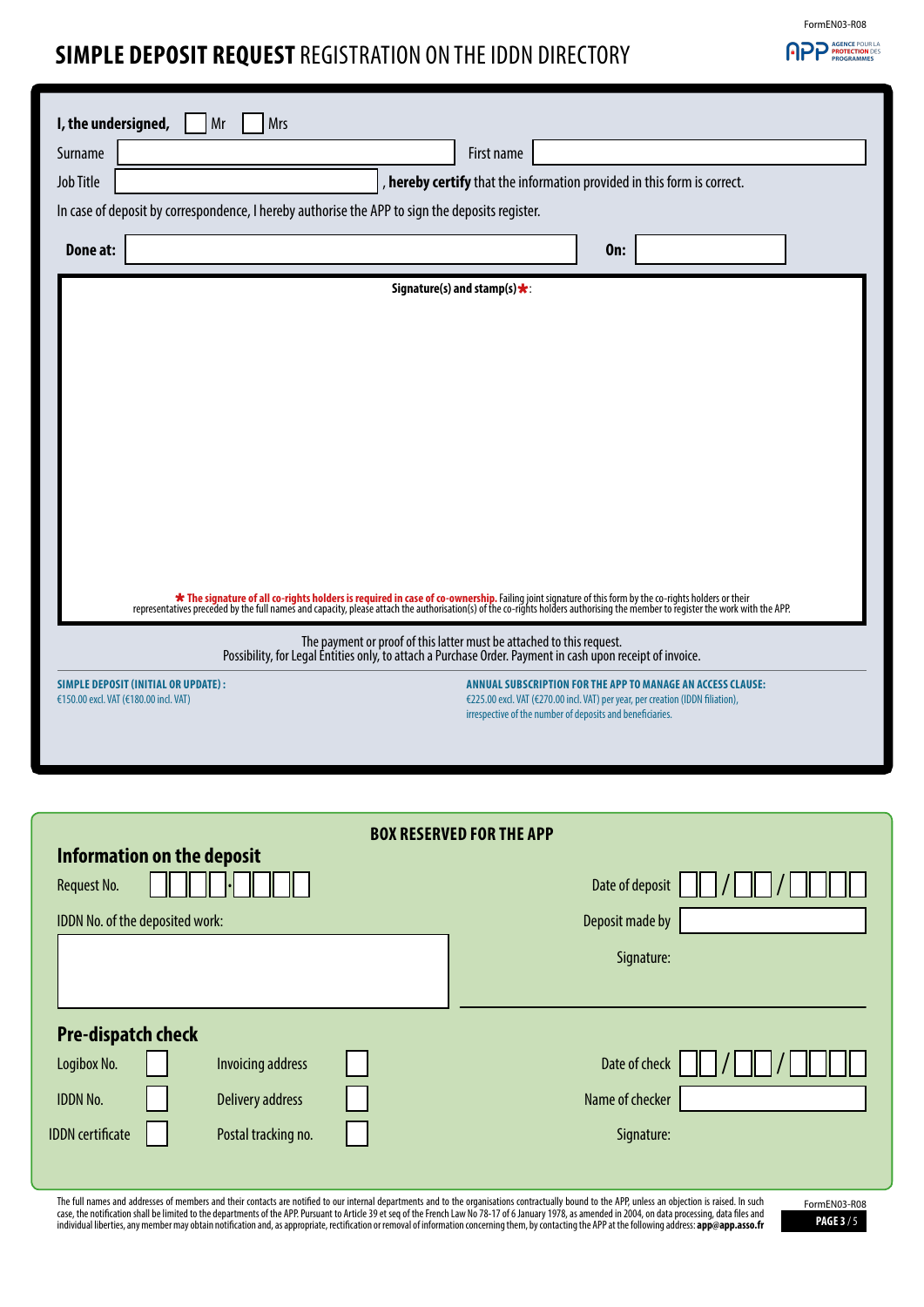# **SIMPLE DEPOSIT REQUEST** REGISTRATION ON THE IDDN DIRECTORY

**I, the undersigned,** ☐ Mr ☐ Mrs

Surname ________________ First name ________________

Job Title ________________ , **hereby certify** that the information provided in this form is correct.

In case of deposit by correspondence, I hereby authorise the APP to sign the deposits register.

**Done at:** ________________ **On:** ________________

**Signature(s) and stamp(s)*:**

**\* The signature of all co-rights holders is required in case of co-ownership.** Failing joint signature of this form by the co-rights holders or their representatives preceded by the full names and capacity, please attach the authorisation(s) of the co-rights holders authorising the member to register the work with the APP.

The payment or proof of this latter must be attached to this request.
Possibility, for Legal Entities only, to attach a Purchase Order. Payment in cash upon receipt of invoice.

**SIMPLE DEPOSIT (INITIAL OR UPDATE) :**
€150.00 excl. VAT (€180.00 incl. VAT)

**ANNUAL SUBSCRIPTION FOR THE APP TO MANAGE AN ACCESS CLAUSE:**
€225.00 excl. VAT (€270.00 incl. VAT) per year, per creation (IDDN filiation), irrespective of the number of deposits and beneficiaries.

## BOX RESERVED FOR THE APP

### Information on the deposit

Request No. ☐☐☐☐.☐☐☐☐

Date of deposit ☐☐ / ☐☐ / ☐☐☐☐

IDDN No. of the deposited work: ________________

Deposit made by ________________

Signature:

### Pre-dispatch check

| | | | |
|---|---|---|---|
| Logibox No. | ☐ | Invoicing address | ☐ |
| IDDN No. | ☐ | Delivery address | ☐ |
| IDDN certificate | ☐ | Postal tracking no. | ☐ |

Date of check ☐☐ / ☐☐ / ☐☐☐☐

Name of checker ________________

Signature:

The full names and addresses of members and their contacts are notified to our internal departments and to the organisations contractually bound to the APP, unless an objection is raised. In such case, the notification shall be limited to the departments of the APP. Pursuant to Article 39 et seq of the French Law No 78-17 of 6 January 1978, as amended in 2004, on data processing, data files and individual liberties, any member may obtain notification and, as appropriate, rectification or removal of information concerning them, by contacting the APP at the following address: **app@app.asso.fr**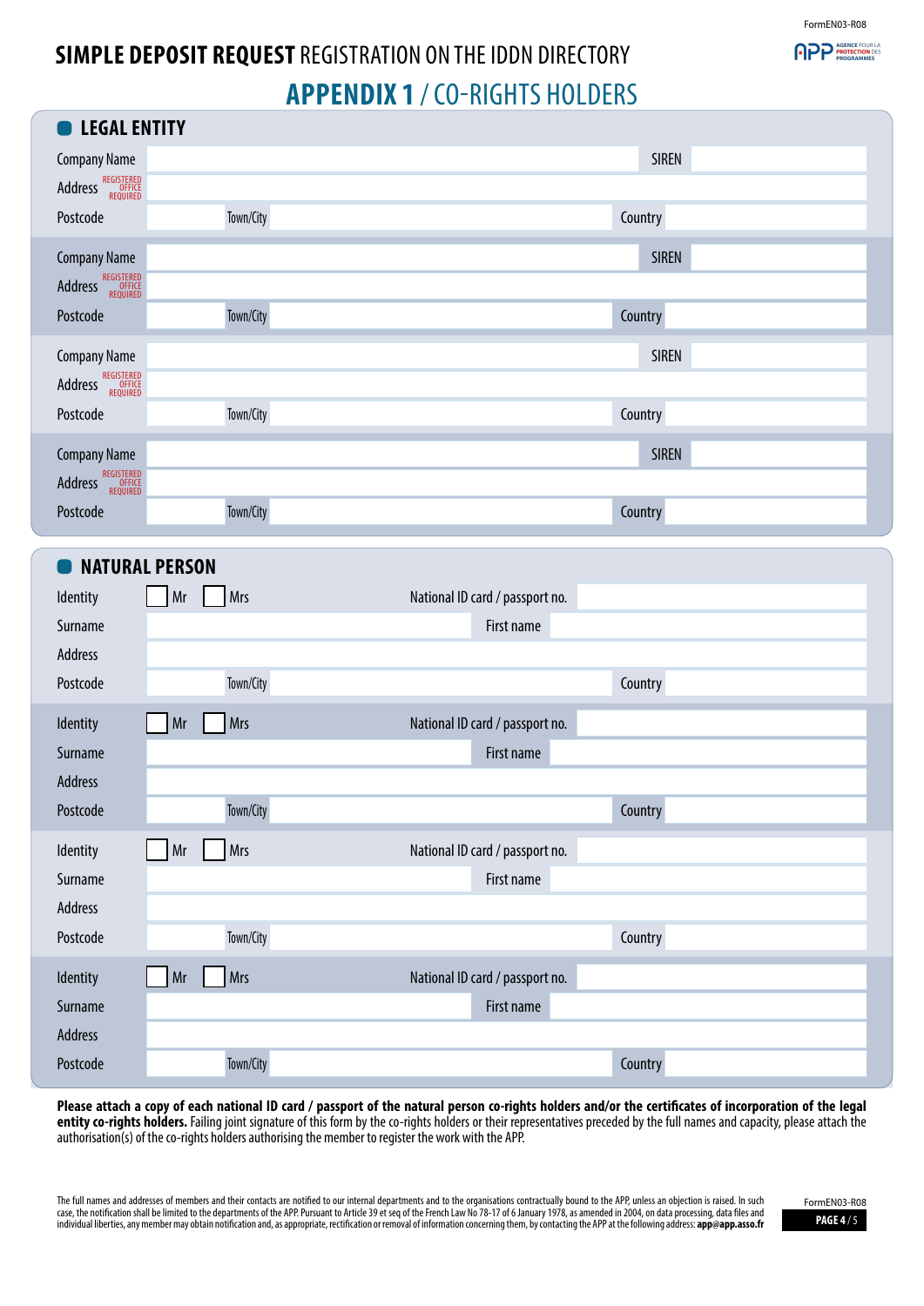# SIMPLE DEPOSIT REQUEST REGISTRATION ON THE IDDN DIRECTORY

## APPENDIX 1 / CO-RIGHTS HOLDERS

### LEGAL ENTITY

| | | | |
|---|---|---|---|
| Company Name | | SIREN | |
| Address (REGISTERED OFFICE REQUIRED) | | | |
| Postcode | Town/City | Country | |

| | | | |
|---|---|---|---|
| Company Name | | SIREN | |
| Address (REGISTERED OFFICE REQUIRED) | | | |
| Postcode | Town/City | Country | |

| | | | |
|---|---|---|---|
| Company Name | | SIREN | |
| Address (REGISTERED OFFICE REQUIRED) | | | |
| Postcode | Town/City | Country | |

| | | | |
|---|---|---|---|
| Company Name | | SIREN | |
| Address (REGISTERED OFFICE REQUIRED) | | | |
| Postcode | Town/City | Country | |

### NATURAL PERSON

| | | | |
|---|---|---|---|
| Identity | ☐ Mr ☐ Mrs | National ID card / passport no. | |
| Surname | | First name | |
| Address | | | |
| Postcode | Town/City | Country | |

| | | | |
|---|---|---|---|
| Identity | ☐ Mr ☐ Mrs | National ID card / passport no. | |
| Surname | | First name | |
| Address | | | |
| Postcode | Town/City | Country | |

| | | | |
|---|---|---|---|
| Identity | ☐ Mr ☐ Mrs | National ID card / passport no. | |
| Surname | | First name | |
| Address | | | |
| Postcode | Town/City | Country | |

| | | | |
|---|---|---|---|
| Identity | ☐ Mr ☐ Mrs | National ID card / passport no. | |
| Surname | | First name | |
| Address | | | |
| Postcode | Town/City | Country | |

**Please attach a copy of each national ID card / passport of the natural person co-rights holders and/or the certificates of incorporation of the legal entity co-rights holders.** Failing joint signature of this form by the co-rights holders or their representatives preceded by the full names and capacity, please attach the authorisation(s) of the co-rights holders authorising the member to register the work with the APP.

The full names and addresses of members and their contacts are notified to our internal departments and to the organisations contractually bound to the APP, unless an objection is raised. In such case, the notification shall be limited to the departments of the APP. Pursuant to Article 39 et seq of the French Law No 78-17 of 6 January 1978, as amended in 2004, on data processing, data files and individual liberties, any member may obtain notification and, as appropriate, rectification or removal of information concerning them, by contacting the APP at the following address: **app@app.asso.fr**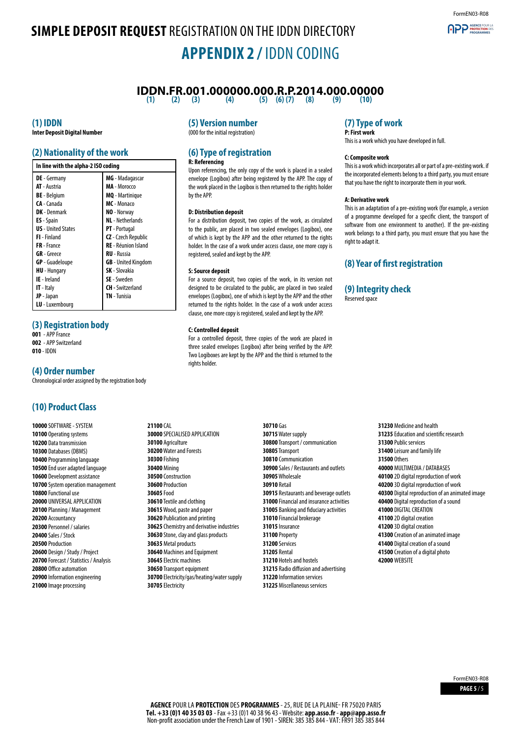# SIMPLE DEPOSIT REQUEST REGISTRATION ON THE IDDN DIRECTORY

## APPENDIX 2 / IDDN CODING

**IDDN.FR.001.000000.000.R.P.2014.000.00000**
(1) (2) (3) (4) (5) (6) (7) (8) (9) (10)

### (1) IDDN

**Inter Deposit Digital Number**

### (2) Nationality of the work

| In line with the alpha-2 ISO coding | |
|---|---|
| **DE** - Germany | **MG** - Madagascar |
| **AT** - Austria | **MA** - Morocco |
| **BE** - Belgium | **MQ** - Martinique |
| **CA** - Canada | **MC** - Monaco |
| **DK** - Denmark | **NO** - Norway |
| **ES** - Spain | **NL** - Netherlands |
| **US** - United States | **PT** - Portugal |
| **FI** - Finland | **CZ** - Czech Republic |
| **FR** - France | **RE** - Réunion Island |
| **GR** - Greece | **RU** - Russia |
| **GP** - Guadeloupe | **GB** - United Kingdom |
| **HU** - Hungary | **SK** - Slovakia |
| **IE** - Ireland | **SE** - Sweden |
| **IT** - Italy | **CH** - Switzerland |
| **JP** - Japan | **TN** - Tunisia |
| **LU** - Luxembourg | |

### (3) Registration body

**001** - APP France
**002** - APP Switzerland
**010** - IDDN

### (4) Order number

Chronological order assigned by the registration body

### (5) Version number

(000 for the initial registration)

### (6) Type of registration

**R: Referencing**
Upon referencing, the only copy of the work is placed in a sealed envelope (Logibox) after being registered by the APP. The copy of the work placed in the Logibox is then returned to the rights holder by the APP.

**D: Distribution deposit**
For a distribution deposit, two copies of the work, as circulated to the public, are placed in two sealed envelopes (Logibox), one of which is kept by the APP and the other returned to the rights holder. In the case of a work under access clause, one more copy is registered, sealed and kept by the APP.

**S: Source deposit**
For a source deposit, two copies of the work, in its version not designed to be circulated to the public, are placed in two sealed envelopes (Logibox), one of which is kept by the APP and the other returned to the rights holder. In the case of a work under access clause, one more copy is registered, sealed and kept by the APP.

**C: Controlled deposit**
For a controlled deposit, three copies of the work are placed in three sealed envelopes (Logibox) after being verified by the APP. Two Logiboxes are kept by the APP and the third is returned to the rights holder.

### (7) Type of work

**P: First work**
This is a work which you have developed in full.

**C: Composite work**
This is a work which incorporates all or part of a pre-existing work. if the incorporated elements belong to a third party, you must ensure that you have the right to incorporate them in your work.

**A: Derivative work**
This is an adaptation of a pre-existing work (for example, a version of a programme developed for a specific client, the transport of software from one environment to another). If the pre-existing work belongs to a third party, you must ensure that you have the right to adapt it.

### (8) Year of first registration

### (9) Integrity check

Reserved space

### (10) Product Class

**10000** SOFTWARE - SYSTEM
**10100** Operating systems
**10200** Data transmission
**10300** Databases (DBMS)
**10400** Programming language
**10500** End user adapted language
**10600** Development assistance
**10700** System operation management
**10800** Functional use
**20000** UNIVERSAL APPLICATION
**20100** Planning / Management
**20200** Accountancy
**20300** Personnel / salaries
**20400** Sales / Stock
**20500** Production
**20600** Design / Study / Project
**20700** Forecast / Statistics / Analysis
**20800** Office automation
**20900** Information engineering
**21000** Image processing
**21100** CAL
**30000** SPECIALISED APPLICATION
**30100** Agriculture
**30200** Water and Forests
**30300** Fishing
**30400** Mining
**30500** Construction
**30600** Production
**30605** Food
**30610** Textile and clothing
**30615** Wood, paste and paper
**30620** Publication and printing
**30625** Chemistry and derivative industries
**30630** Stone, clay and glass products
**30635** Metal products
**30640** Machines and Equipment
**30645** Electric machines
**30650** Transport equipment
**30700** Electricity/gas/heating/water supply
**30705** Electricity
**30710** Gas
**30715** Water supply
**30800** Transport / communication
**30805** Transport
**30810** Communication
**30900** Sales / Restaurants and outlets
**30905** Wholesale
**30910** Retail
**30915** Restaurants and beverage outlets
**31000** Financial and insurance activities
**31005** Banking and fiduciary activities
**31010** Financial brokerage
**31015** Insurance
**31100** Property
**31200** Services
**31205** Rental
**31210** Hotels and hostels
**31215** Radio diffusion and advertising
**31220** Information services
**31225** Miscellaneous services
**31230** Medicine and health
**31235** Education and scientific research
**31300** Public services
**31400** Leisure and family life
**31500** Others
**40000** MULTIMEDIA / DATABASES
**40100** 2D digital reproduction of work
**40200** 3D digital reproduction of work
**40300** Digital reproduction of an animated image
**40400** Digital reproduction of a sound
**41000** DIGITAL CREATION
**41100** 2D digital creation
**41200** 3D digital creation
**41300** Creation of an animated image
**41400** Digital creation of a sound
**41500** Creation of a digital photo
**42000** WEBSITE

**AGENCE** POUR LA **PROTECTION** DES **PROGRAMMES** - 25, RUE DE LA PLAINE- FR 75020 PARIS
**Tel. +33 (0)1 40 35 03 03** - Fax +33 (0)1 40 38 96 43 - Website: **app.asso.fr** - **app@app.asso.fr**
Non-profit association under the French Law of 1901 - SIREN: 385 385 844 - VAT: FR91 385 385 844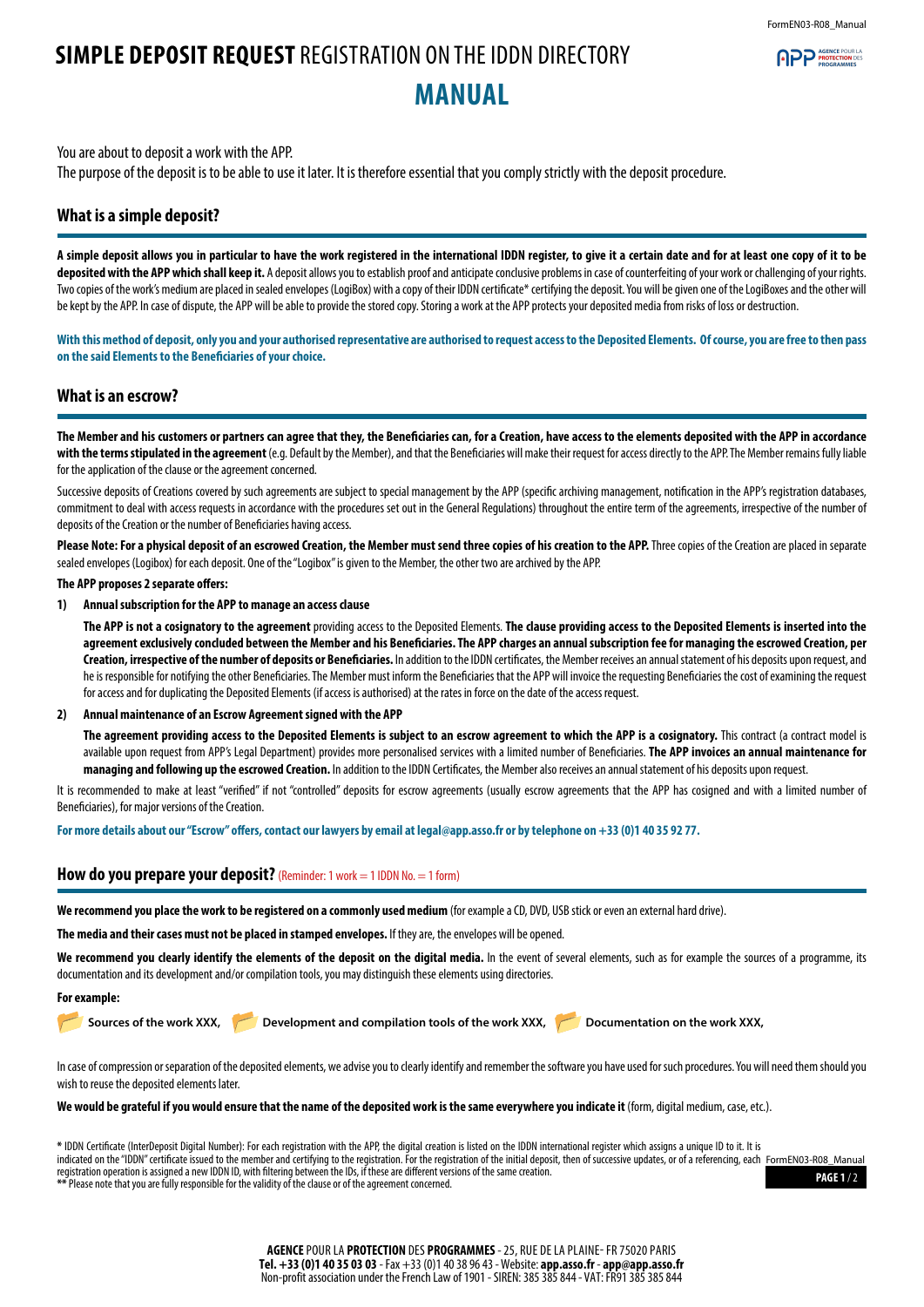# SIMPLE DEPOSIT REQUEST REGISTRATION ON THE IDDN DIRECTORY

# MANUAL

You are about to deposit a work with the APP.

The purpose of the deposit is to be able to use it later. It is therefore essential that you comply strictly with the deposit procedure.

## What is a simple deposit?

**A simple deposit allows you in particular to have the work registered in the international IDDN register, to give it a certain date and for at least one copy of it to be deposited with the APP which shall keep it.** A deposit allows you to establish proof and anticipate conclusive problems in case of counterfeiting of your work or challenging of your rights. Two copies of the work's medium are placed in sealed envelopes (LogiBox) with a copy of their IDDN certificate* certifying the deposit. You will be given one of the LogiBoxes and the other will be kept by the APP. In case of dispute, the APP will be able to provide the stored copy. Storing a work at the APP protects your deposited media from risks of loss or destruction.

**With this method of deposit, only you and your authorised representative are authorised to request access to the Deposited Elements. Of course, you are free to then pass on the said Elements to the Beneficiaries of your choice.**

## What is an escrow?

**The Member and his customers or partners can agree that they, the Beneficiaries can, for a Creation, have access to the elements deposited with the APP in accordance with the terms stipulated in the agreement** (e.g. Default by the Member), and that the Beneficiaries will make their request for access directly to the APP. The Member remains fully liable for the application of the clause or the agreement concerned.

Successive deposits of Creations covered by such agreements are subject to special management by the APP (specific archiving management, notification in the APP's registration databases, commitment to deal with access requests in accordance with the procedures set out in the General Regulations) throughout the entire term of the agreements, irrespective of the number of deposits of the Creation or the number of Beneficiaries having access.

**Please Note: For a physical deposit of an escrowed Creation, the Member must send three copies of his creation to the APP.** Three copies of the Creation are placed in separate sealed envelopes (Logibox) for each deposit. One of the "Logibox" is given to the Member, the other two are archived by the APP.

**The APP proposes 2 separate offers:**

1) **Annual subscription for the APP to manage an access clause**

   **The APP is not a cosignatory to the agreement** providing access to the Deposited Elements. **The clause providing access to the Deposited Elements is inserted into the agreement exclusively concluded between the Member and his Beneficiaries. The APP charges an annual subscription fee for managing the escrowed Creation, per Creation, irrespective of the number of deposits or Beneficiaries.** In addition to the IDDN certificates, the Member receives an annual statement of his deposits upon request, and he is responsible for notifying the other Beneficiaries. The Member must inform the Beneficiaries that the APP will invoice the requesting Beneficiaries the cost of examining the request for access and for duplicating the Deposited Elements (if access is authorised) at the rates in force on the date of the access request.

2) **Annual maintenance of an Escrow Agreement signed with the APP**

   **The agreement providing access to the Deposited Elements is subject to an escrow agreement to which the APP is a cosignatory.** This contract (a contract model is available upon request from APP's Legal Department) provides more personalised services with a limited number of Beneficiaries. **The APP invoices an annual maintenance for managing and following up the escrowed Creation.** In addition to the IDDN Certificates, the Member also receives an annual statement of his deposits upon request.

It is recommended to make at least "verified" if not "controlled" deposits for escrow agreements (usually escrow agreements that the APP has cosigned and with a limited number of Beneficiaries), for major versions of the Creation.

**For more details about our "Escrow" offers, contact our lawyers by email at legal@app.asso.fr or by telephone on +33 (0)1 40 35 92 77.**

## How do you prepare your deposit? (Reminder: 1 work = 1 IDDN No. = 1 form)

**We recommend you place the work to be registered on a commonly used medium** (for example a CD, DVD, USB stick or even an external hard drive).

**The media and their cases must not be placed in stamped envelopes.** If they are, the envelopes will be opened.

**We recommend you clearly identify the elements of the deposit on the digital media.** In the event of several elements, such as for example the sources of a programme, its documentation and its development and/or compilation tools, you may distinguish these elements using directories.

**For example:**

**Sources of the work XXX,** **Development and compilation tools of the work XXX,** **Documentation on the work XXX,**

In case of compression or separation of the deposited elements, we advise you to clearly identify and remember the software you have used for such procedures. You will need them should you wish to reuse the deposited elements later.

**We would be grateful if you would ensure that the name of the deposited work is the same everywhere you indicate it** (form, digital medium, case, etc.).

**\*** IDDN Certificate (InterDeposit Digital Number): For each registration with the APP, the digital creation is listed on the IDDN international register which assigns a unique ID to it. It is indicated on the "IDDN" certificate issued to the member and certifying to the registration. For the registration of the initial deposit, then of successive updates, or of a referencing, each registration operation is assigned a new IDDN ID, with filtering between the IDs, if these are different versions of the same creation.
**\*\*** Please note that you are fully responsible for the validity of the clause or of the agreement concerned.

**AGENCE** POUR LA **PROTECTION** DES **PROGRAMMES** - 25, RUE DE LA PLAINE- FR 75020 PARIS
**Tel. +33 (0)1 40 35 03 03** - Fax +33 (0)1 40 38 96 43 - Website: **app.asso.fr** - **app@app.asso.fr**
Non-profit association under the French Law of 1901 - SIREN: 385 385 844 - VAT: FR91 385 385 844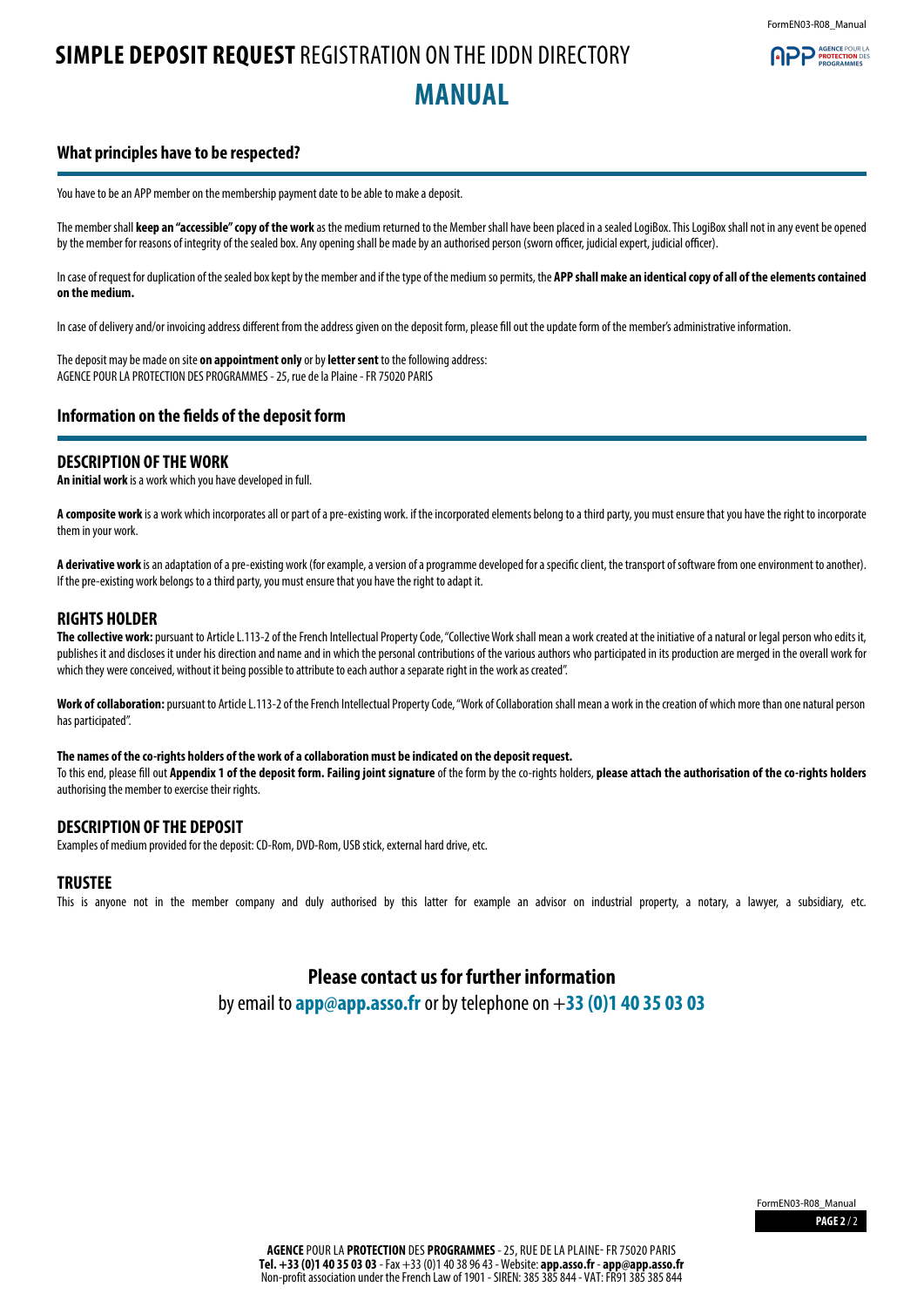# **SIMPLE DEPOSIT REQUEST** REGISTRATION ON THE IDDN DIRECTORY

# MANUAL

## What principles have to be respected?

You have to be an APP member on the membership payment date to be able to make a deposit.

The member shall **keep an "accessible" copy of the work** as the medium returned to the Member shall have been placed in a sealed LogiBox. This LogiBox shall not in any event be opened by the member for reasons of integrity of the sealed box. Any opening shall be made by an authorised person (sworn officer, judicial expert, judicial officer).

In case of request for duplication of the sealed box kept by the member and if the type of the medium so permits, the **APP shall make an identical copy of all of the elements contained on the medium.**

In case of delivery and/or invoicing address different from the address given on the deposit form, please fill out the update form of the member's administrative information.

The deposit may be made on site **on appointment only** or by **letter sent** to the following address:
AGENCE POUR LA PROTECTION DES PROGRAMMES - 25, rue de la Plaine - FR 75020 PARIS

## Information on the fields of the deposit form

### DESCRIPTION OF THE WORK

**An initial work** is a work which you have developed in full.

**A composite work** is a work which incorporates all or part of a pre-existing work. if the incorporated elements belong to a third party, you must ensure that you have the right to incorporate them in your work.

**A derivative work** is an adaptation of a pre-existing work (for example, a version of a programme developed for a specific client, the transport of software from one environment to another). If the pre-existing work belongs to a third party, you must ensure that you have the right to adapt it.

### RIGHTS HOLDER

**The collective work:** pursuant to Article L.113-2 of the French Intellectual Property Code, "Collective Work shall mean a work created at the initiative of a natural or legal person who edits it, publishes it and discloses it under his direction and name and in which the personal contributions of the various authors who participated in its production are merged in the overall work for which they were conceived, without it being possible to attribute to each author a separate right in the work as created".

**Work of collaboration:** pursuant to Article L.113-2 of the French Intellectual Property Code, "Work of Collaboration shall mean a work in the creation of which more than one natural person has participated".

**The names of the co-rights holders of the work of a collaboration must be indicated on the deposit request.**
To this end, please fill out **Appendix 1 of the deposit form. Failing joint signature** of the form by the co-rights holders, **please attach the authorisation of the co-rights holders** authorising the member to exercise their rights.

### DESCRIPTION OF THE DEPOSIT

Examples of medium provided for the deposit: CD-Rom, DVD-Rom, USB stick, external hard drive, etc.

### TRUSTEE

This is anyone not in the member company and duly authorised by this latter for example an advisor on industrial property, a notary, a lawyer, a subsidiary, etc.

**Please contact us for further information**

by email to **app@app.asso.fr** or by telephone on +**33 (0)1 40 35 03 03**

**AGENCE** POUR LA **PROTECTION** DES **PROGRAMMES** - 25, RUE DE LA PLAINE- FR 75020 PARIS
**Tel. +33 (0)1 40 35 03 03** - Fax +33 (0)1 40 38 96 43 - Website: **app.asso.fr** - **app@app.asso.fr**
Non-profit association under the French Law of 1901 - SIREN: 385 385 844 - VAT: FR91 385 385 844